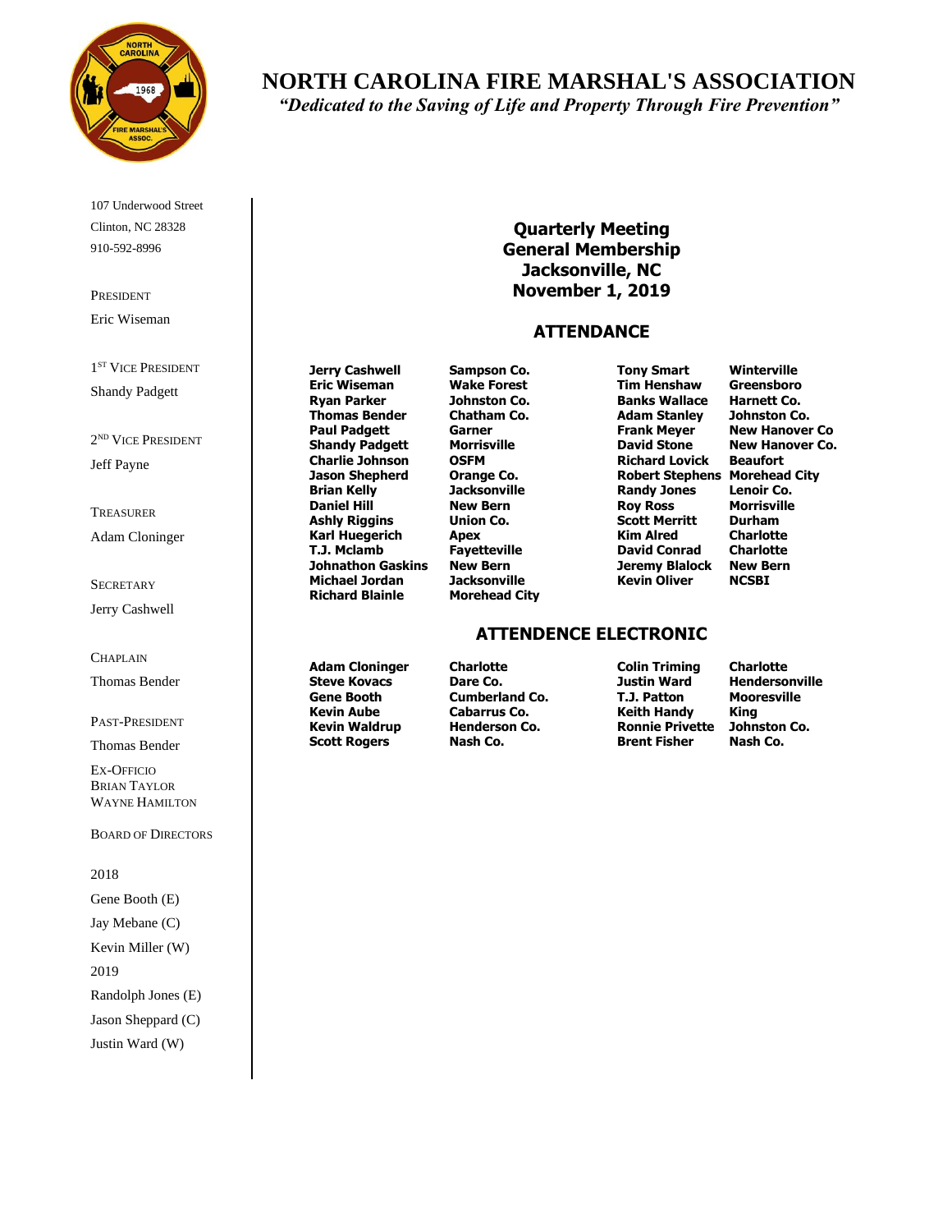# NORTH CAROLINA FIRE MARSHAL'S ASSOCIATION

*"Dedicated to the Saving of Life and Property Through Fire Prevention"*

107 Underwood Street
Clinton, NC 28328
910-592-8996

PRESIDENT
Eric Wiseman

1ST VICE PRESIDENT
Shandy Padgett

2ND VICE PRESIDENT
Jeff Payne

TREASURER
Adam Cloninger

SECRETARY
Jerry Cashwell

CHAPLAIN
Thomas Bender

PAST-PRESIDENT
Thomas Bender

EX-OFFICIO
BRIAN TAYLOR
WAYNE HAMILTON

BOARD OF DIRECTORS

2018
Gene Booth (E)
Jay Mebane (C)
Kevin Miller (W)

2019
Randolph Jones (E)
Jason Sheppard (C)
Justin Ward (W)

## Quarterly Meeting
## General Membership
## Jacksonville, NC
## November 1, 2019

## ATTENDANCE

| Name | Location | Name | Location |
|---|---|---|---|
| **Jerry Cashwell** | **Sampson Co.** | **Tony Smart** | **Winterville** |
| **Eric Wiseman** | **Wake Forest** | **Tim Henshaw** | **Greensboro** |
| **Ryan Parker** | **Johnston Co.** | **Banks Wallace** | **Harnett Co.** |
| **Thomas Bender** | **Chatham Co.** | **Adam Stanley** | **Johnston Co.** |
| **Paul Padgett** | **Garner** | **Frank Meyer** | **New Hanover Co** |
| **Shandy Padgett** | **Morrisville** | **David Stone** | **New Hanover Co.** |
| **Charlie Johnson** | **OSFM** | **Richard Lovick** | **Beaufort** |
| **Jason Shepherd** | **Orange Co.** | **Robert Stephens** | **Morehead City** |
| **Brian Kelly** | **Jacksonville** | **Randy Jones** | **Lenoir Co.** |
| **Daniel Hill** | **New Bern** | **Roy Ross** | **Morrisville** |
| **Ashly Riggins** | **Union Co.** | **Scott Merritt** | **Durham** |
| **Karl Huegerich** | **Apex** | **Kim Alred** | **Charlotte** |
| **T.J. Mclamb** | **Fayetteville** | **David Conrad** | **Charlotte** |
| **Johnathon Gaskins** | **New Bern** | **Jeremy Blalock** | **New Bern** |
| **Michael Jordan** | **Jacksonville** | **Kevin Oliver** | **NCSBI** |
| **Richard Blainle** | **Morehead City** | | |

## ATTENDENCE ELECTRONIC

| Name | Location | Name | Location |
|---|---|---|---|
| **Adam Cloninger** | **Charlotte** | **Colin Triming** | **Charlotte** |
| **Steve Kovacs** | **Dare Co.** | **Justin Ward** | **Hendersonville** |
| **Gene Booth** | **Cumberland Co.** | **T.J. Patton** | **Mooresville** |
| **Kevin Aube** | **Cabarrus Co.** | **Keith Handy** | **King** |
| **Kevin Waldrup** | **Henderson Co.** | **Ronnie Privette** | **Johnston Co.** |
| **Scott Rogers** | **Nash Co.** | **Brent Fisher** | **Nash Co.** |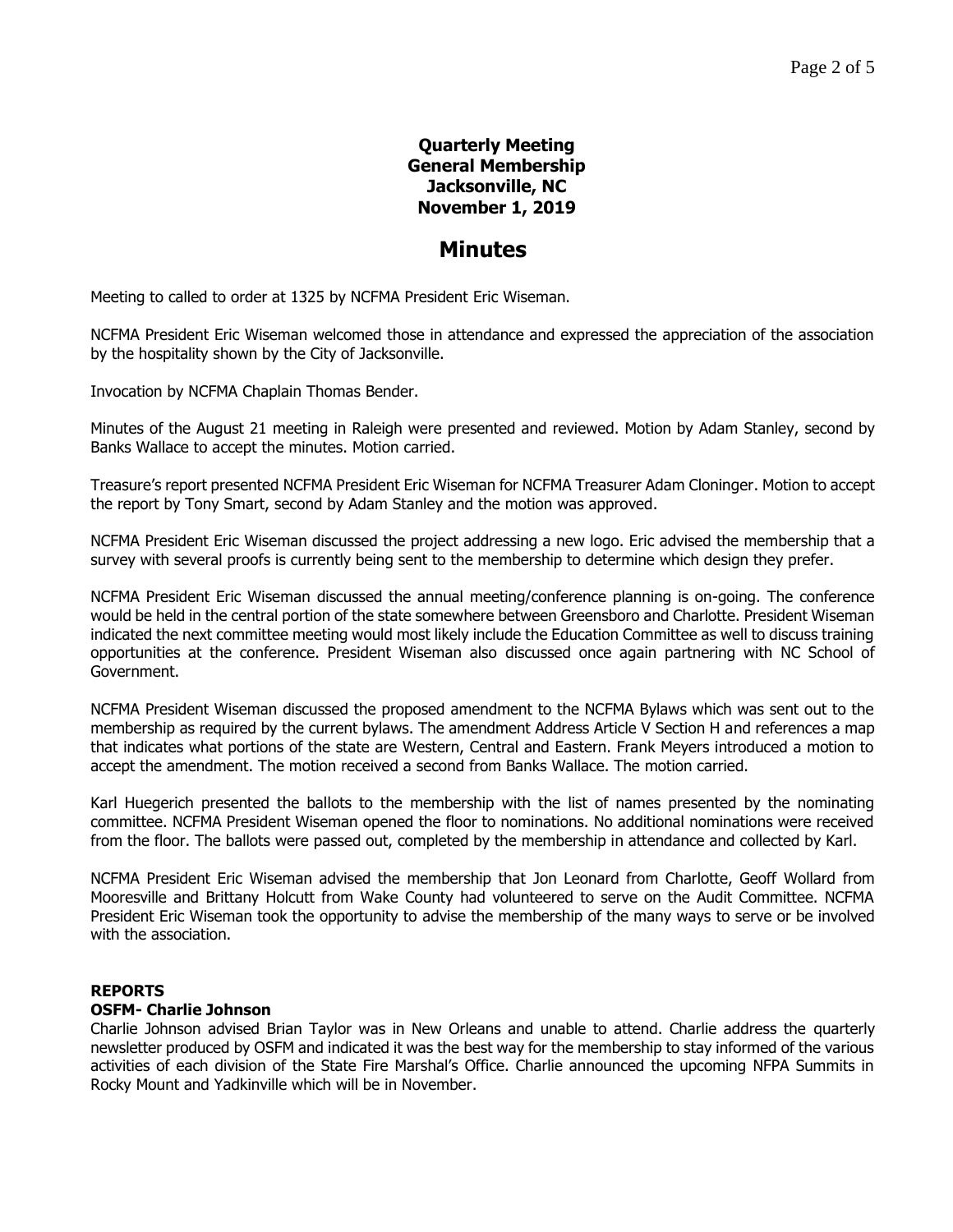**Quarterly Meeting**
**General Membership**
**Jacksonville, NC**
**November 1, 2019**

# Minutes

Meeting to called to order at 1325 by NCFMA President Eric Wiseman.

NCFMA President Eric Wiseman welcomed those in attendance and expressed the appreciation of the association by the hospitality shown by the City of Jacksonville.

Invocation by NCFMA Chaplain Thomas Bender.

Minutes of the August 21 meeting in Raleigh were presented and reviewed. Motion by Adam Stanley, second by Banks Wallace to accept the minutes. Motion carried.

Treasure's report presented NCFMA President Eric Wiseman for NCFMA Treasurer Adam Cloninger. Motion to accept the report by Tony Smart, second by Adam Stanley and the motion was approved.

NCFMA President Eric Wiseman discussed the project addressing a new logo. Eric advised the membership that a survey with several proofs is currently being sent to the membership to determine which design they prefer.

NCFMA President Eric Wiseman discussed the annual meeting/conference planning is on-going. The conference would be held in the central portion of the state somewhere between Greensboro and Charlotte. President Wiseman indicated the next committee meeting would most likely include the Education Committee as well to discuss training opportunities at the conference. President Wiseman also discussed once again partnering with NC School of Government.

NCFMA President Wiseman discussed the proposed amendment to the NCFMA Bylaws which was sent out to the membership as required by the current bylaws. The amendment Address Article V Section H and references a map that indicates what portions of the state are Western, Central and Eastern. Frank Meyers introduced a motion to accept the amendment. The motion received a second from Banks Wallace. The motion carried.

Karl Huegerich presented the ballots to the membership with the list of names presented by the nominating committee. NCFMA President Wiseman opened the floor to nominations. No additional nominations were received from the floor. The ballots were passed out, completed by the membership in attendance and collected by Karl.

NCFMA President Eric Wiseman advised the membership that Jon Leonard from Charlotte, Geoff Wollard from Mooresville and Brittany Holcutt from Wake County had volunteered to serve on the Audit Committee. NCFMA President Eric Wiseman took the opportunity to advise the membership of the many ways to serve or be involved with the association.

## REPORTS

### OSFM- Charlie Johnson

Charlie Johnson advised Brian Taylor was in New Orleans and unable to attend. Charlie address the quarterly newsletter produced by OSFM and indicated it was the best way for the membership to stay informed of the various activities of each division of the State Fire Marshal's Office. Charlie announced the upcoming NFPA Summits in Rocky Mount and Yadkinville which will be in November.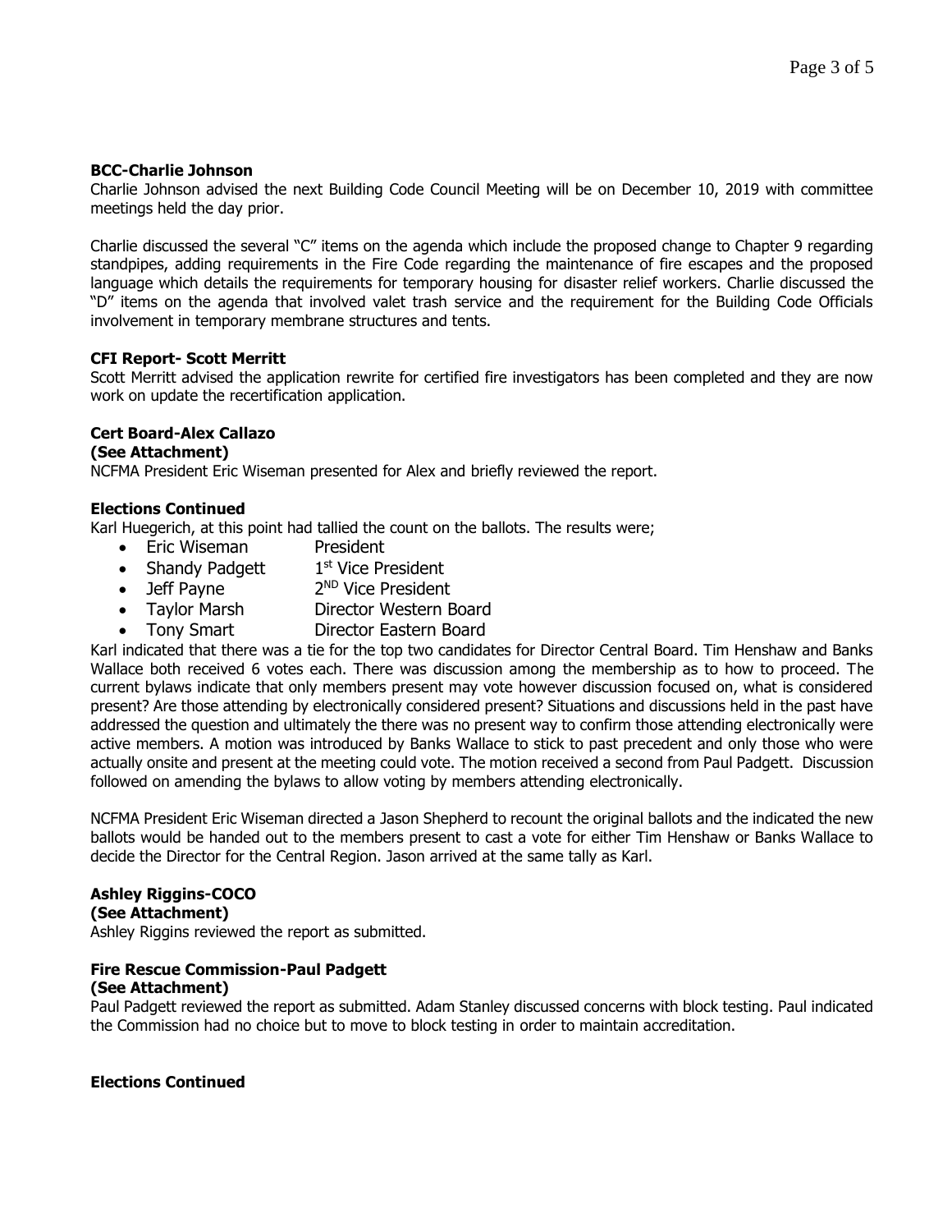**BCC-Charlie Johnson**

Charlie Johnson advised the next Building Code Council Meeting will be on December 10, 2019 with committee meetings held the day prior.

Charlie discussed the several "C" items on the agenda which include the proposed change to Chapter 9 regarding standpipes, adding requirements in the Fire Code regarding the maintenance of fire escapes and the proposed language which details the requirements for temporary housing for disaster relief workers. Charlie discussed the "D" items on the agenda that involved valet trash service and the requirement for the Building Code Officials involvement in temporary membrane structures and tents.

**CFI Report- Scott Merritt**

Scott Merritt advised the application rewrite for certified fire investigators has been completed and they are now work on update the recertification application.

**Cert Board-Alex Callazo**
**(See Attachment)**

NCFMA President Eric Wiseman presented for Alex and briefly reviewed the report.

**Elections Continued**

Karl Huegerich, at this point had tallied the count on the ballots. The results were;

- Eric Wiseman — President
- Shandy Padgett — 1st Vice President
- Jeff Payne — 2ND Vice President
- Taylor Marsh — Director Western Board
- Tony Smart — Director Eastern Board

Karl indicated that there was a tie for the top two candidates for Director Central Board. Tim Henshaw and Banks Wallace both received 6 votes each. There was discussion among the membership as to how to proceed. The current bylaws indicate that only members present may vote however discussion focused on, what is considered present? Are those attending by electronically considered present? Situations and discussions held in the past have addressed the question and ultimately the there was no present way to confirm those attending electronically were active members. A motion was introduced by Banks Wallace to stick to past precedent and only those who were actually onsite and present at the meeting could vote. The motion received a second from Paul Padgett. Discussion followed on amending the bylaws to allow voting by members attending electronically.

NCFMA President Eric Wiseman directed a Jason Shepherd to recount the original ballots and the indicated the new ballots would be handed out to the members present to cast a vote for either Tim Henshaw or Banks Wallace to decide the Director for the Central Region. Jason arrived at the same tally as Karl.

**Ashley Riggins-COCO**
**(See Attachment)**

Ashley Riggins reviewed the report as submitted.

**Fire Rescue Commission-Paul Padgett**
**(See Attachment)**

Paul Padgett reviewed the report as submitted. Adam Stanley discussed concerns with block testing. Paul indicated the Commission had no choice but to move to block testing in order to maintain accreditation.

**Elections Continued**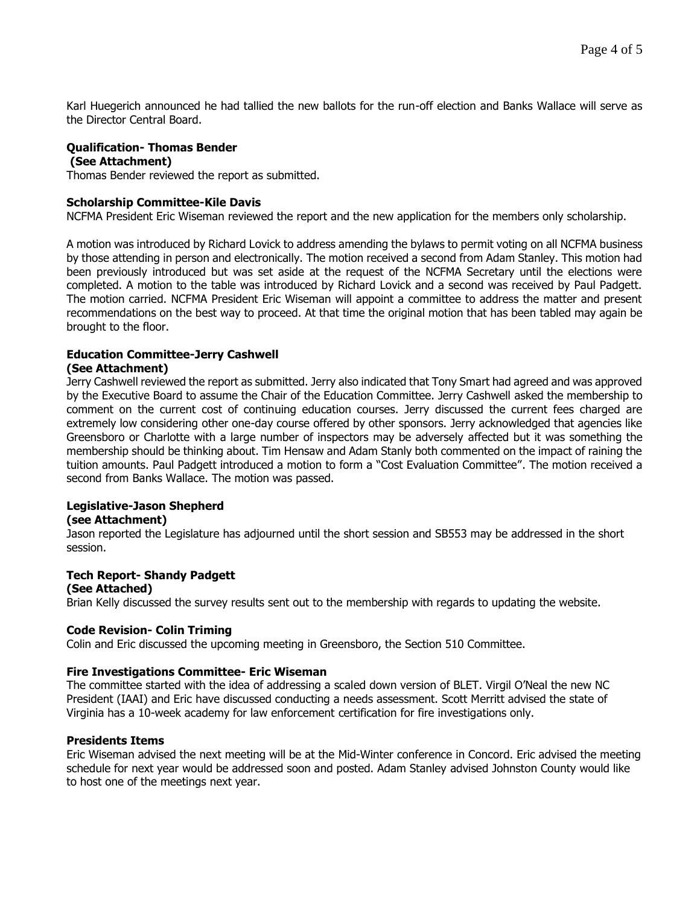Karl Huegerich announced he had tallied the new ballots for the run-off election and Banks Wallace will serve as the Director Central Board.

**Qualification- Thomas Bender**
**(See Attachment)**
Thomas Bender reviewed the report as submitted.

**Scholarship Committee-Kile Davis**
NCFMA President Eric Wiseman reviewed the report and the new application for the members only scholarship.

A motion was introduced by Richard Lovick to address amending the bylaws to permit voting on all NCFMA business by those attending in person and electronically. The motion received a second from Adam Stanley. This motion had been previously introduced but was set aside at the request of the NCFMA Secretary until the elections were completed. A motion to the table was introduced by Richard Lovick and a second was received by Paul Padgett. The motion carried. NCFMA President Eric Wiseman will appoint a committee to address the matter and present recommendations on the best way to proceed. At that time the original motion that has been tabled may again be brought to the floor.

**Education Committee-Jerry Cashwell**
**(See Attachment)**
Jerry Cashwell reviewed the report as submitted. Jerry also indicated that Tony Smart had agreed and was approved by the Executive Board to assume the Chair of the Education Committee. Jerry Cashwell asked the membership to comment on the current cost of continuing education courses. Jerry discussed the current fees charged are extremely low considering other one-day course offered by other sponsors. Jerry acknowledged that agencies like Greensboro or Charlotte with a large number of inspectors may be adversely affected but it was something the membership should be thinking about. Tim Hensaw and Adam Stanly both commented on the impact of raining the tuition amounts. Paul Padgett introduced a motion to form a "Cost Evaluation Committee". The motion received a second from Banks Wallace. The motion was passed.

**Legislative-Jason Shepherd**
**(see Attachment)**
Jason reported the Legislature has adjourned until the short session and SB553 may be addressed in the short session.

**Tech Report- Shandy Padgett**
**(See Attached)**
Brian Kelly discussed the survey results sent out to the membership with regards to updating the website.

**Code Revision- Colin Triming**
Colin and Eric discussed the upcoming meeting in Greensboro, the Section 510 Committee.

**Fire Investigations Committee- Eric Wiseman**
The committee started with the idea of addressing a scaled down version of BLET. Virgil O'Neal the new NC President (IAAI) and Eric have discussed conducting a needs assessment. Scott Merritt advised the state of Virginia has a 10-week academy for law enforcement certification for fire investigations only.

**Presidents Items**
Eric Wiseman advised the next meeting will be at the Mid-Winter conference in Concord. Eric advised the meeting schedule for next year would be addressed soon and posted. Adam Stanley advised Johnston County would like to host one of the meetings next year.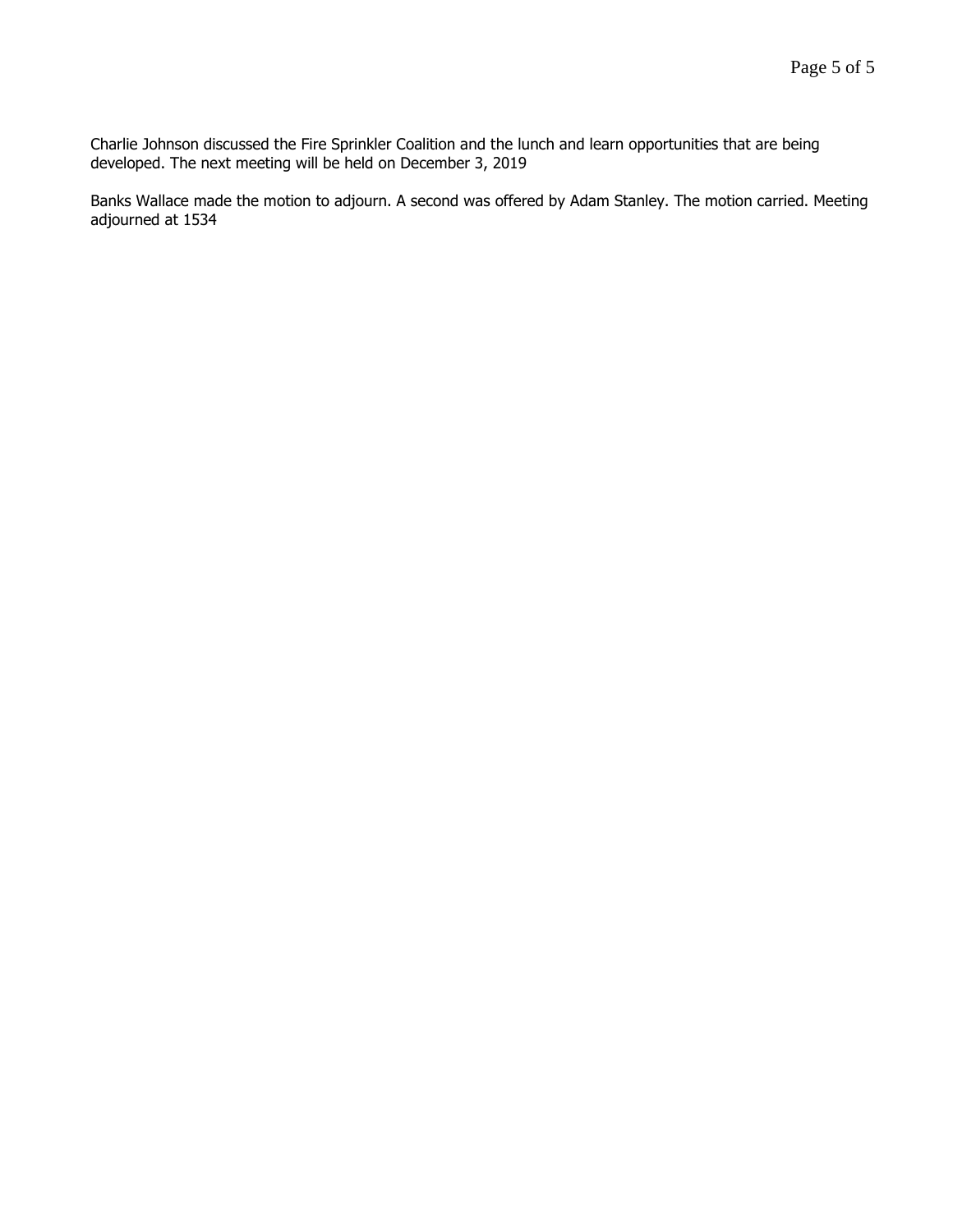Charlie Johnson discussed the Fire Sprinkler Coalition and the lunch and learn opportunities that are being developed. The next meeting will be held on December 3, 2019

Banks Wallace made the motion to adjourn. A second was offered by Adam Stanley. The motion carried. Meeting adjourned at 1534